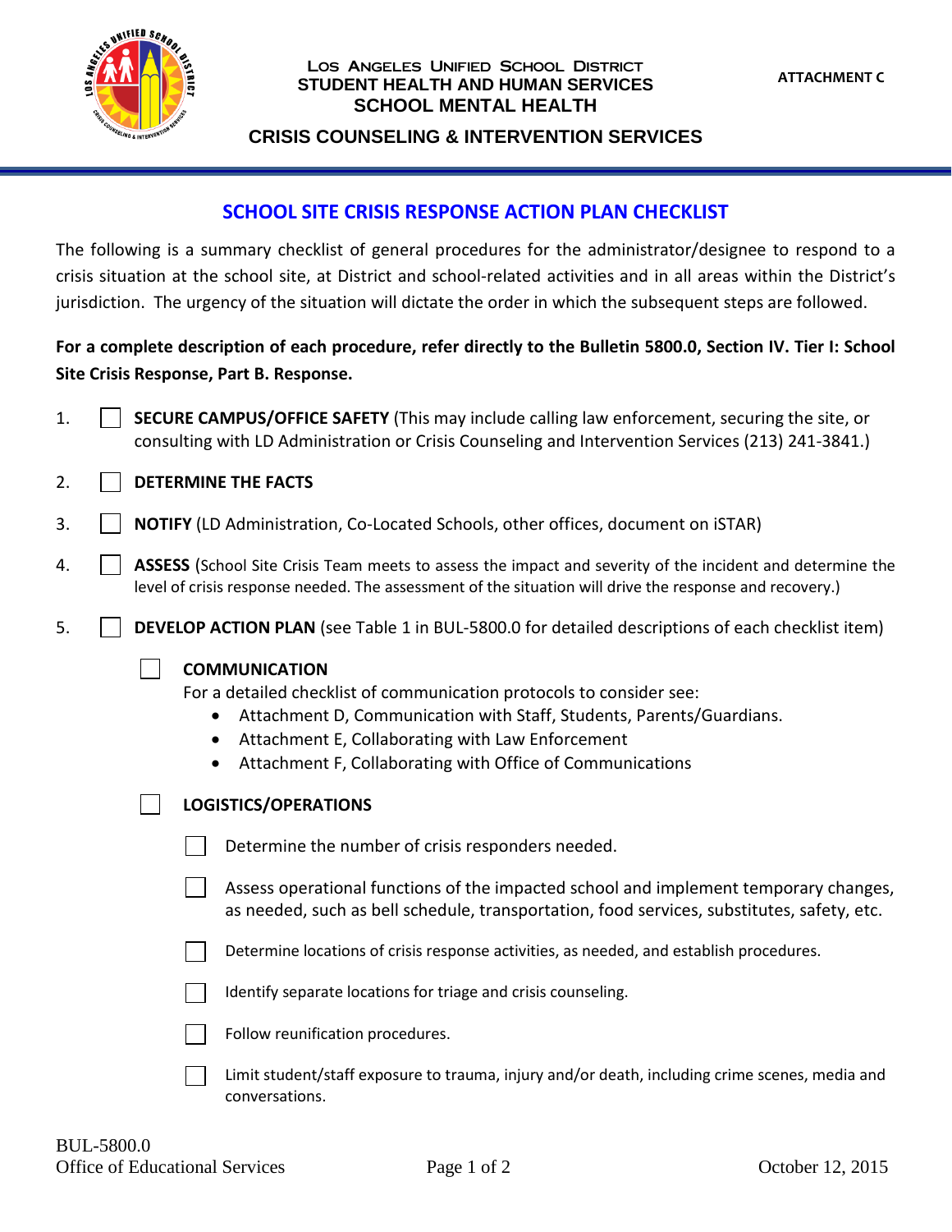Los Angeles Unified School District
STUDENT HEALTH AND HUMAN SERVICES
SCHOOL MENTAL HEALTH

CRISIS COUNSELING & INTERVENTION SERVICES

ATTACHMENT C

# SCHOOL SITE CRISIS RESPONSE ACTION PLAN CHECKLIST

The following is a summary checklist of general procedures for the administrator/designee to respond to a crisis situation at the school site, at District and school-related activities and in all areas within the District's jurisdiction. The urgency of the situation will dictate the order in which the subsequent steps are followed.

**For a complete description of each procedure, refer directly to the Bulletin 5800.0, Section IV. Tier I: School Site Crisis Response, Part B. Response.**

1. ☐ **SECURE CAMPUS/OFFICE SAFETY** (This may include calling law enforcement, securing the site, or consulting with LD Administration or Crisis Counseling and Intervention Services (213) 241-3841.)
2. ☐ **DETERMINE THE FACTS**
3. ☐ **NOTIFY** (LD Administration, Co-Located Schools, other offices, document on iSTAR)
4. ☐ **ASSESS** (School Site Crisis Team meets to assess the impact and severity of the incident and determine the level of crisis response needed. The assessment of the situation will drive the response and recovery.)
5. ☐ **DEVELOP ACTION PLAN** (see Table 1 in BUL-5800.0 for detailed descriptions of each checklist item)

   ☐ **COMMUNICATION**
   For a detailed checklist of communication protocols to consider see:
   - Attachment D, Communication with Staff, Students, Parents/Guardians.
   - Attachment E, Collaborating with Law Enforcement
   - Attachment F, Collaborating with Office of Communications

   ☐ **LOGISTICS/OPERATIONS**

   - ☐ Determine the number of crisis responders needed.
   - ☐ Assess operational functions of the impacted school and implement temporary changes, as needed, such as bell schedule, transportation, food services, substitutes, safety, etc.
   - ☐ Determine locations of crisis response activities, as needed, and establish procedures.
   - ☐ Identify separate locations for triage and crisis counseling.
   - ☐ Follow reunification procedures.
   - ☐ Limit student/staff exposure to trauma, injury and/or death, including crime scenes, media and conversations.

BUL-5800.0
Office of Educational Services

October 12, 2015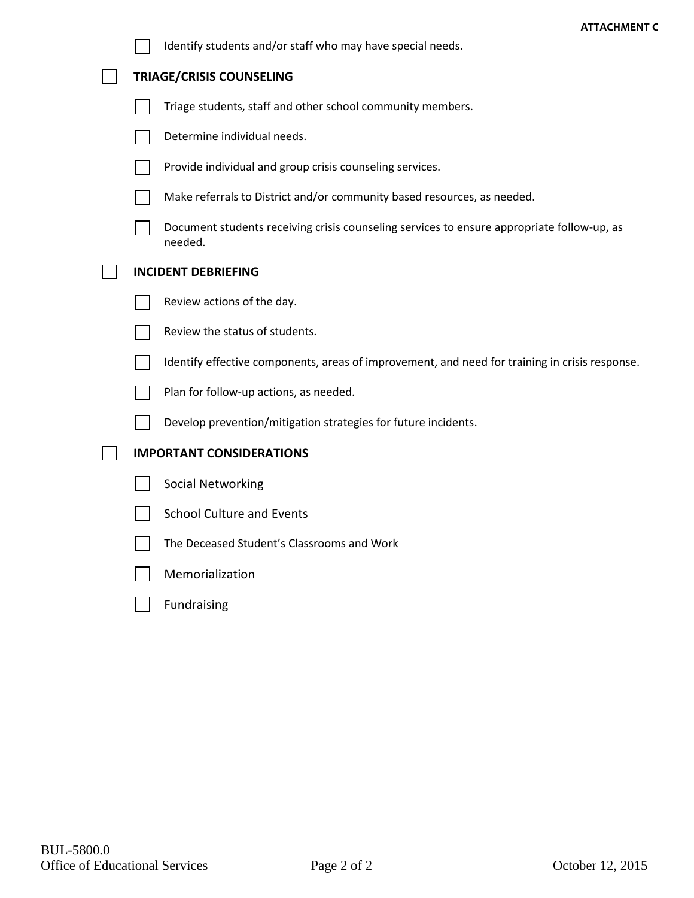**ATTACHMENT C**

- [ ] Identify students and/or staff who may have special needs.

- [ ] **TRIAGE/CRISIS COUNSELING**
  - [ ] Triage students, staff and other school community members.
  - [ ] Determine individual needs.
  - [ ] Provide individual and group crisis counseling services.
  - [ ] Make referrals to District and/or community based resources, as needed.
  - [ ] Document students receiving crisis counseling services to ensure appropriate follow-up, as needed.

- [ ] **INCIDENT DEBRIEFING**
  - [ ] Review actions of the day.
  - [ ] Review the status of students.
  - [ ] Identify effective components, areas of improvement, and need for training in crisis response.
  - [ ] Plan for follow-up actions, as needed.
  - [ ] Develop prevention/mitigation strategies for future incidents.

- [ ] **IMPORTANT CONSIDERATIONS**
  - [ ] Social Networking
  - [ ] School Culture and Events
  - [ ] The Deceased Student's Classrooms and Work
  - [ ] Memorialization
  - [ ] Fundraising